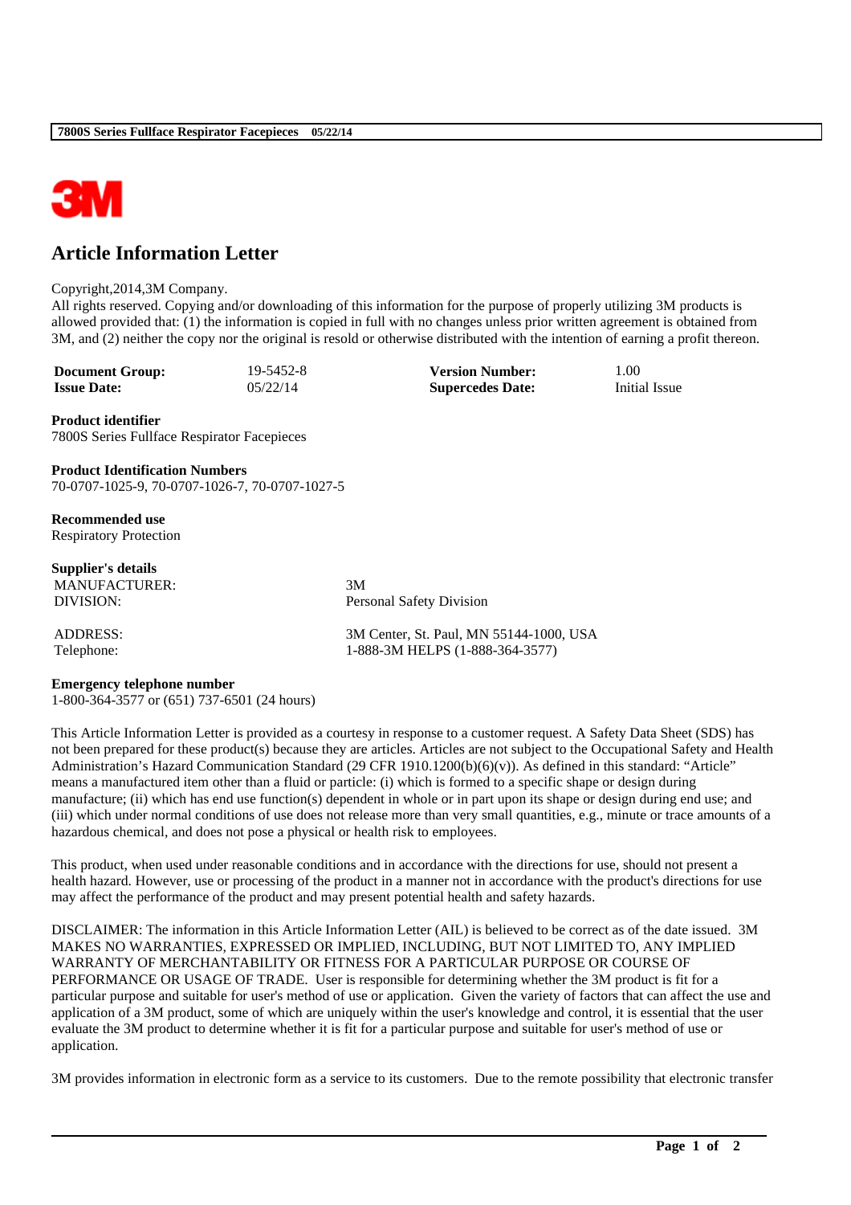# Article Information Letter

Copyright,2014,3M Company.
All rights reserved. Copying and/or downloading of this information for the purpose of properly utilizing 3M products is allowed provided that: (1) the information is copied in full with no changes unless prior written agreement is obtained from 3M, and (2) neither the copy nor the original is resold or otherwise distributed with the intention of earning a profit thereon.

| | | | |
|---|---|---|---|
| **Document Group:** | 19-5452-8 | **Version Number:** | 1.00 |
| **Issue Date:** | 05/22/14 | **Supercedes Date:** | Initial Issue |

**Product identifier**
7800S Series Fullface Respirator Facepieces

**Product Identification Numbers**
70-0707-1025-9, 70-0707-1026-7, 70-0707-1027-5

**Recommended use**
Respiratory Protection

**Supplier's details**

| | |
|---|---|
| MANUFACTURER: | 3M |
| DIVISION: | Personal Safety Division |
| ADDRESS: | 3M Center, St. Paul, MN 55144-1000, USA |
| Telephone: | 1-888-3M HELPS (1-888-364-3577) |

**Emergency telephone number**
1-800-364-3577 or (651) 737-6501 (24 hours)

This Article Information Letter is provided as a courtesy in response to a customer request. A Safety Data Sheet (SDS) has not been prepared for these product(s) because they are articles. Articles are not subject to the Occupational Safety and Health Administration's Hazard Communication Standard (29 CFR 1910.1200(b)(6)(v)). As defined in this standard: "Article" means a manufactured item other than a fluid or particle: (i) which is formed to a specific shape or design during manufacture; (ii) which has end use function(s) dependent in whole or in part upon its shape or design during end use; and (iii) which under normal conditions of use does not release more than very small quantities, e.g., minute or trace amounts of a hazardous chemical, and does not pose a physical or health risk to employees.

This product, when used under reasonable conditions and in accordance with the directions for use, should not present a health hazard. However, use or processing of the product in a manner not in accordance with the product's directions for use may affect the performance of the product and may present potential health and safety hazards.

DISCLAIMER: The information in this Article Information Letter (AIL) is believed to be correct as of the date issued. 3M MAKES NO WARRANTIES, EXPRESSED OR IMPLIED, INCLUDING, BUT NOT LIMITED TO, ANY IMPLIED WARRANTY OF MERCHANTABILITY OR FITNESS FOR A PARTICULAR PURPOSE OR COURSE OF PERFORMANCE OR USAGE OF TRADE. User is responsible for determining whether the 3M product is fit for a particular purpose and suitable for user's method of use or application. Given the variety of factors that can affect the use and application of a 3M product, some of which are uniquely within the user's knowledge and control, it is essential that the user evaluate the 3M product to determine whether it is fit for a particular purpose and suitable for user's method of use or application.

3M provides information in electronic form as a service to its customers. Due to the remote possibility that electronic transfer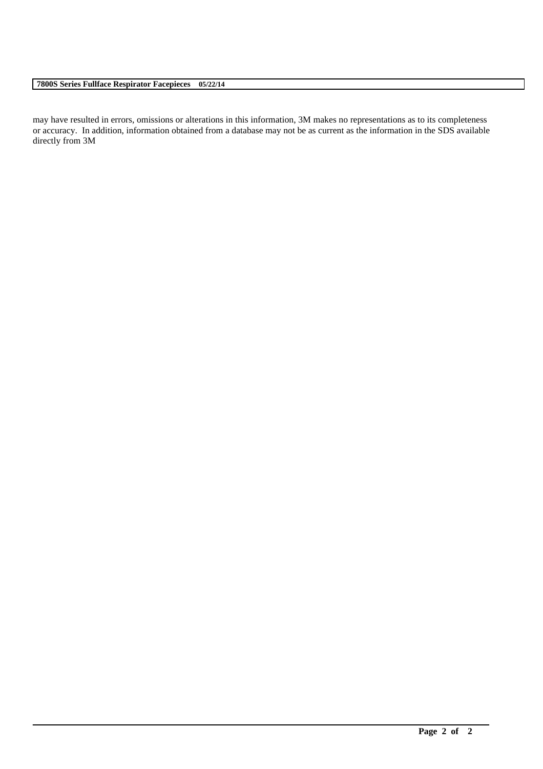may have resulted in errors, omissions or alterations in this information, 3M makes no representations as to its completeness or accuracy. In addition, information obtained from a database may not be as current as the information in the SDS available directly from 3M